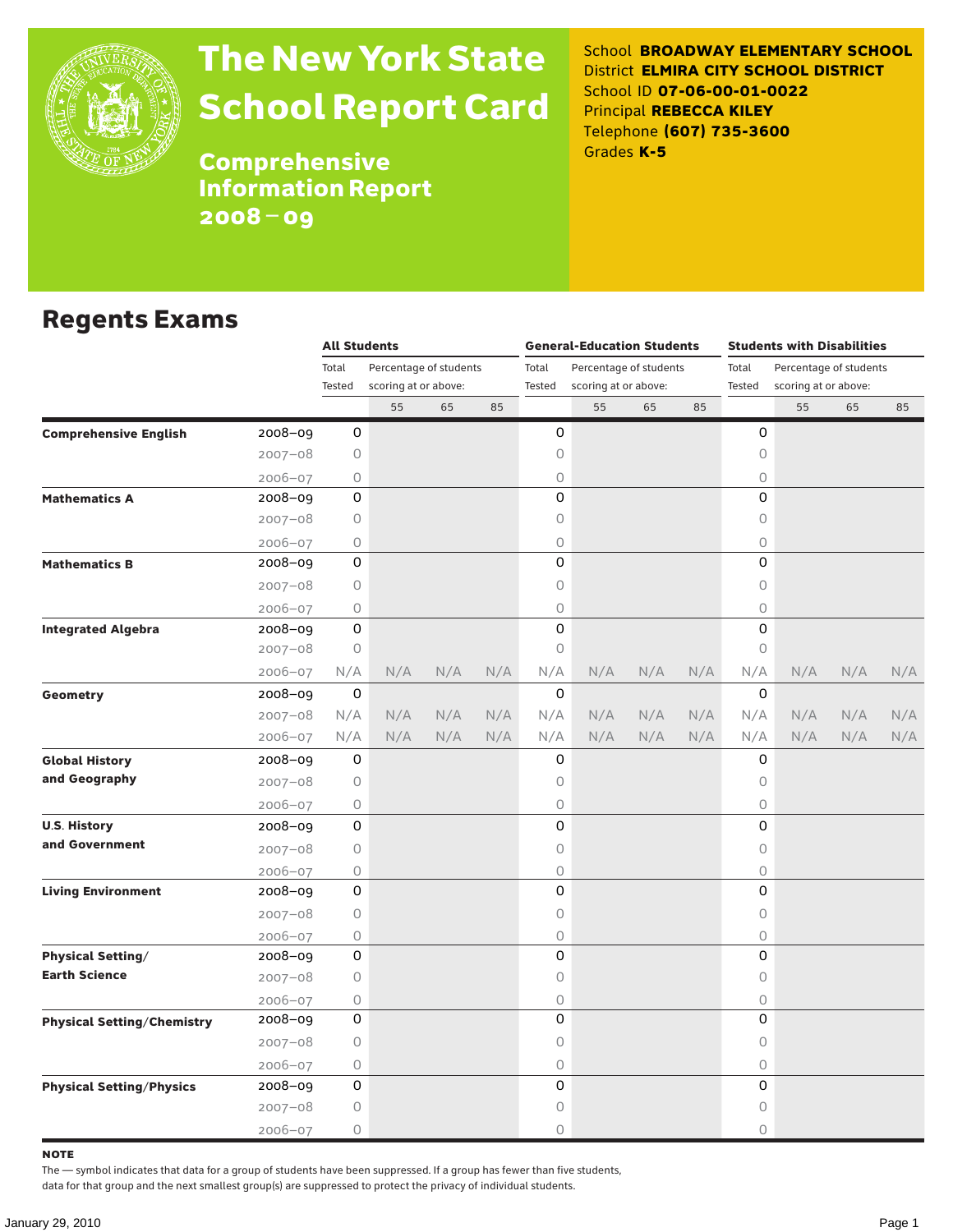# The New York State School Report Card

## Comprehensive Information Report 2008–09

School **BROADWAY ELEMENTARY SCHOOL**
District **ELMIRA CITY SCHOOL DISTRICT**
School ID **07-06-00-01-0022**
Principal **REBECCA KILEY**
Telephone **(607) 735-3600**
Grades **K-5**

## Regents Exams

| | | All Students | | | | General-Education Students | | | | Students with Disabilities | | | |
|---|---|---|---|---|---|---|---|---|---|---|---|---|---|
| | | Total Tested | Percentage of students scoring at or above: | | | Total Tested | Percentage of students scoring at or above: | | | Total Tested | Percentage of students scoring at or above: | | |
| | | | 55 | 65 | 85 | | 55 | 65 | 85 | | 55 | 65 | 85 |
| **Comprehensive English** | 2008–09 | 0 | | | | 0 | | | | 0 | | | |
| | 2007–08 | 0 | | | | 0 | | | | 0 | | | |
| | 2006–07 | 0 | | | | 0 | | | | 0 | | | |
| **Mathematics A** | 2008–09 | 0 | | | | 0 | | | | 0 | | | |
| | 2007–08 | 0 | | | | 0 | | | | 0 | | | |
| | 2006–07 | 0 | | | | 0 | | | | 0 | | | |
| **Mathematics B** | 2008–09 | 0 | | | | 0 | | | | 0 | | | |
| | 2007–08 | 0 | | | | 0 | | | | 0 | | | |
| | 2006–07 | 0 | | | | 0 | | | | 0 | | | |
| **Integrated Algebra** | 2008–09 | 0 | | | | 0 | | | | 0 | | | |
| | 2007–08 | 0 | | | | 0 | | | | 0 | | | |
| | 2006–07 | N/A | N/A | N/A | N/A | N/A | N/A | N/A | N/A | N/A | N/A | N/A | N/A |
| **Geometry** | 2008–09 | 0 | | | | 0 | | | | 0 | | | |
| | 2007–08 | N/A | N/A | N/A | N/A | N/A | N/A | N/A | N/A | N/A | N/A | N/A | N/A |
| | 2006–07 | N/A | N/A | N/A | N/A | N/A | N/A | N/A | N/A | N/A | N/A | N/A | N/A |
| **Global History and Geography** | 2008–09 | 0 | | | | 0 | | | | 0 | | | |
| | 2007–08 | 0 | | | | 0 | | | | 0 | | | |
| | 2006–07 | 0 | | | | 0 | | | | 0 | | | |
| **U.S. History and Government** | 2008–09 | 0 | | | | 0 | | | | 0 | | | |
| | 2007–08 | 0 | | | | 0 | | | | 0 | | | |
| | 2006–07 | 0 | | | | 0 | | | | 0 | | | |
| **Living Environment** | 2008–09 | 0 | | | | 0 | | | | 0 | | | |
| | 2007–08 | 0 | | | | 0 | | | | 0 | | | |
| | 2006–07 | 0 | | | | 0 | | | | 0 | | | |
| **Physical Setting/ Earth Science** | 2008–09 | 0 | | | | 0 | | | | 0 | | | |
| | 2007–08 | 0 | | | | 0 | | | | 0 | | | |
| | 2006–07 | 0 | | | | 0 | | | | 0 | | | |
| **Physical Setting/Chemistry** | 2008–09 | 0 | | | | 0 | | | | 0 | | | |
| | 2007–08 | 0 | | | | 0 | | | | 0 | | | |
| | 2006–07 | 0 | | | | 0 | | | | 0 | | | |
| **Physical Setting/Physics** | 2008–09 | 0 | | | | 0 | | | | 0 | | | |
| | 2007–08 | 0 | | | | 0 | | | | 0 | | | |
| | 2006–07 | 0 | | | | 0 | | | | 0 | | | |

**NOTE**

The — symbol indicates that data for a group of students have been suppressed. If a group has fewer than five students, data for that group and the next smallest group(s) are suppressed to protect the privacy of individual students.

January 29, 2010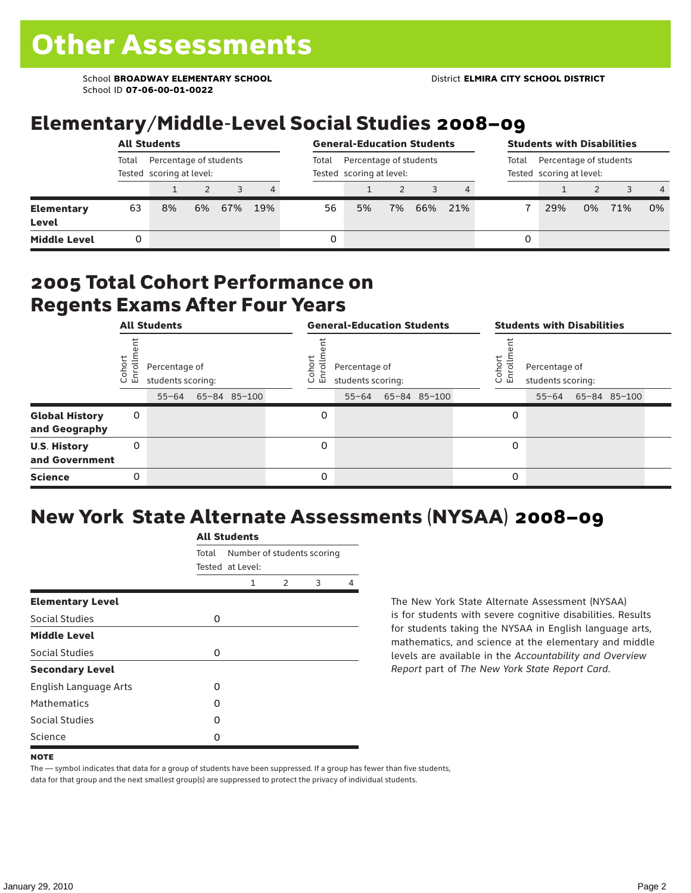# Other Assessments

School **BROADWAY ELEMENTARY SCHOOL**
School ID **07-06-00-01-0022**

District **ELMIRA CITY SCHOOL DISTRICT**

## Elementary/Middle-Level Social Studies 2008–09

| | All Students | | | | | General-Education Students | | | | | Students with Disabilities | | | | |
|---|---|---|---|---|---|---|---|---|---|---|---|---|---|---|---|
| | Total Tested | Percentage of students scoring at level: | | | | Total Tested | Percentage of students scoring at level: | | | | Total Tested | Percentage of students scoring at level: | | | |
| | | 1 | 2 | 3 | 4 | | 1 | 2 | 3 | 4 | | 1 | 2 | 3 | 4 |
| **Elementary Level** | 63 | 8% | 6% | 67% | 19% | 56 | 5% | 7% | 66% | 21% | 7 | 29% | 0% | 71% | 0% |
| **Middle Level** | 0 | | | | | 0 | | | | | 0 | | | | |

## 2005 Total Cohort Performance on Regents Exams After Four Years

| | All Students | | | | General-Education Students | | | | Students with Disabilities | | | |
|---|---|---|---|---|---|---|---|---|---|---|---|---|
| | Cohort Enrollment | Percentage of students scoring: | | | Cohort Enrollment | Percentage of students scoring: | | | Cohort Enrollment | Percentage of students scoring: | | |
| | | 55–64 | 65–84 | 85–100 | | 55–64 | 65–84 | 85–100 | | 55–64 | 65–84 | 85–100 |
| **Global History and Geography** | 0 | | | | 0 | | | | 0 | | | |
| **U.S. History and Government** | 0 | | | | 0 | | | | 0 | | | |
| **Science** | 0 | | | | 0 | | | | 0 | | | |

## New York State Alternate Assessments (NYSAA) 2008–09

| | All Students | | | | |
|---|---|---|---|---|---|
| | Total Tested | Number of students scoring at Level: | | | |
| | | 1 | 2 | 3 | 4 |
| **Elementary Level** | | | | | |
| Social Studies | 0 | | | | |
| **Middle Level** | | | | | |
| Social Studies | 0 | | | | |
| **Secondary Level** | | | | | |
| English Language Arts | 0 | | | | |
| Mathematics | 0 | | | | |
| Social Studies | 0 | | | | |
| Science | 0 | | | | |

The New York State Alternate Assessment (NYSAA) is for students with severe cognitive disabilities. Results for students taking the NYSAA in English language arts, mathematics, and science at the elementary and middle levels are available in the *Accountability and Overview Report* part of *The New York State Report Card*.

**NOTE**

The — symbol indicates that data for a group of students have been suppressed. If a group has fewer than five students, data for that group and the next smallest group(s) are suppressed to protect the privacy of individual students.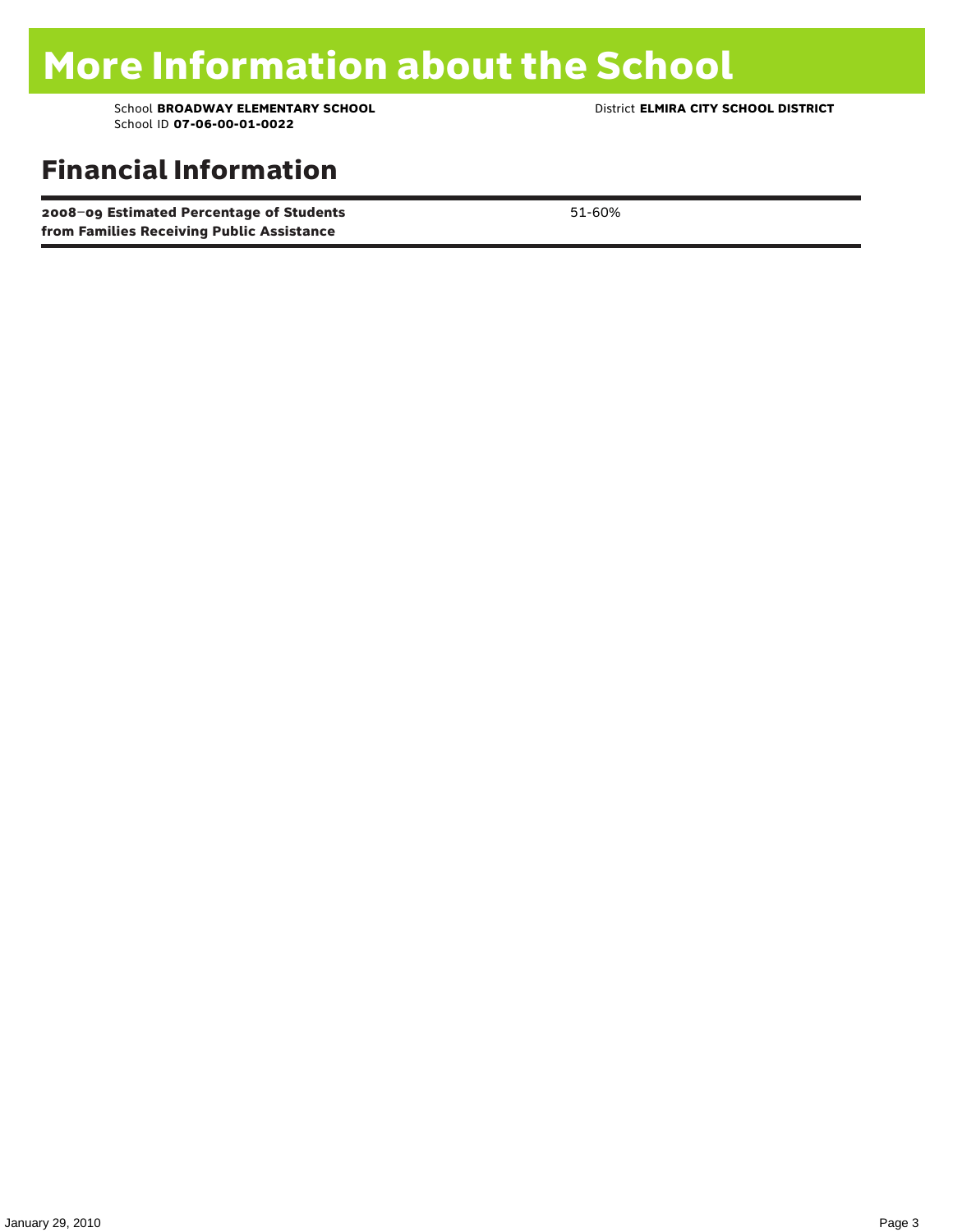# More Information about the School

School **BROADWAY ELEMENTARY SCHOOL**
School ID **07-06-00-01-0022**

District **ELMIRA CITY SCHOOL DISTRICT**

## Financial Information

| | |
|---|---|
| **2008–09 Estimated Percentage of Students from Families Receiving Public Assistance** | 51-60% |